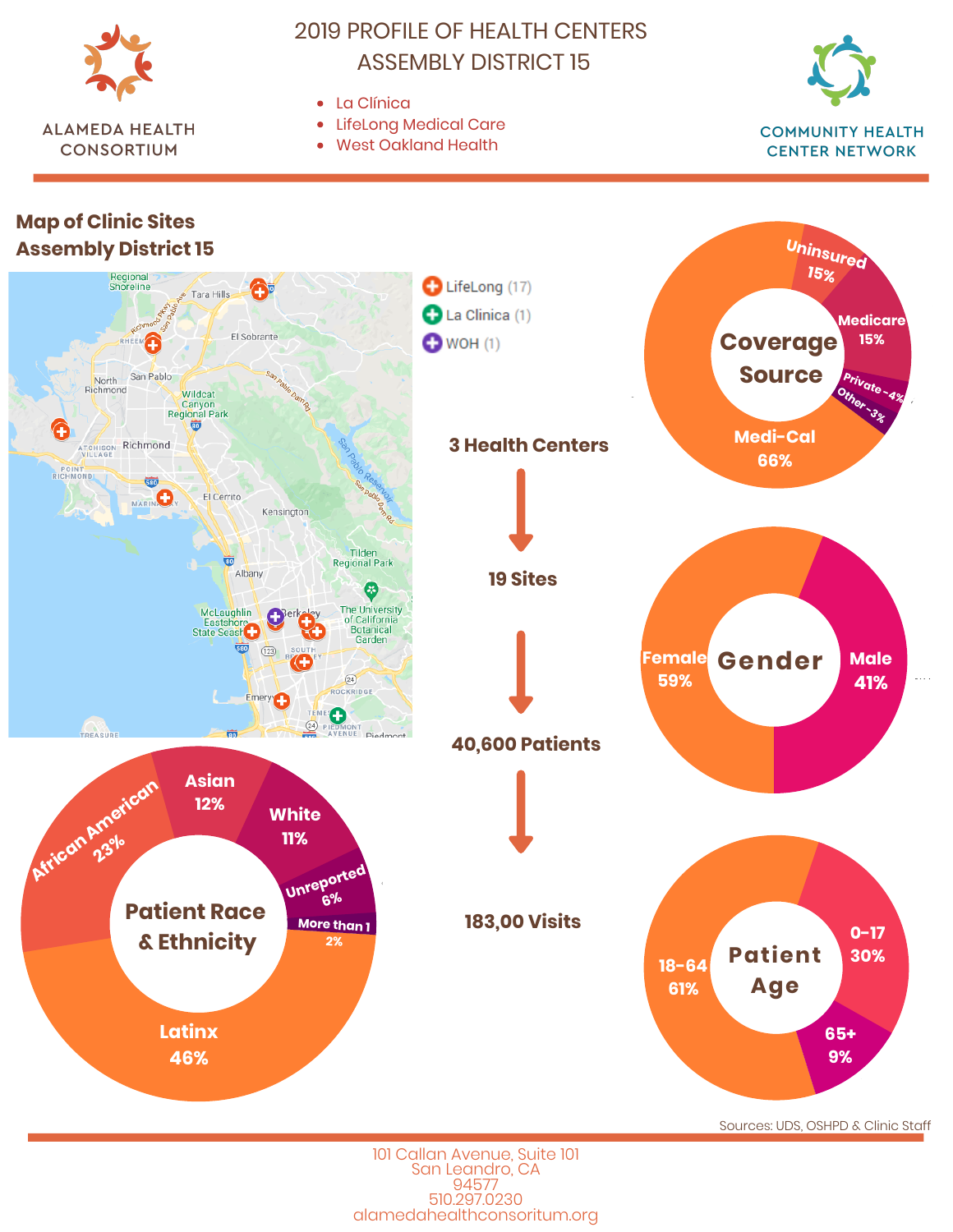ALAMEDA HEALTH CONSORTIUM

# 2019 PROFILE OF HEALTH CENTERS ASSEMBLY DISTRICT 15

- La Clínica
- LifeLong Medical Care
- West Oakland Health

COMMUNITY HEALTH CENTER NETWORK

## Map of Clinic Sites Assembly District 15

- LifeLong (17)
- La Clinica (1)
- WOH (1)

**3 Health Centers** → **19 Sites** → **40,600 Patients** → **183,00 Visits**

### Coverage Source

| Coverage Source | Percent |
|---|---|
| Medi-Cal | 66% |
| Uninsured | 15% |
| Medicare | 15% |
| Private | 4% |
| Other | 3% |

### Gender

| Gender | Percent |
|---|---|
| Female | 59% |
| Male | 41% |

### Patient Race & Ethnicity

| Race & Ethnicity | Percent |
|---|---|
| Latinx | 46% |
| African American | 23% |
| Asian | 12% |
| White | 11% |
| Unreported | 6% |
| More than 1 | 2% |

### Patient Age

| Age | Percent |
|---|---|
| 18-64 | 61% |
| 0-17 | 30% |
| 65+ | 9% |

Sources: UDS, OSHPD & Clinic Staff

101 Callan Avenue, Suite 101
San Leandro, CA
94577
510.297.0230
alamedahealthconsoritum.org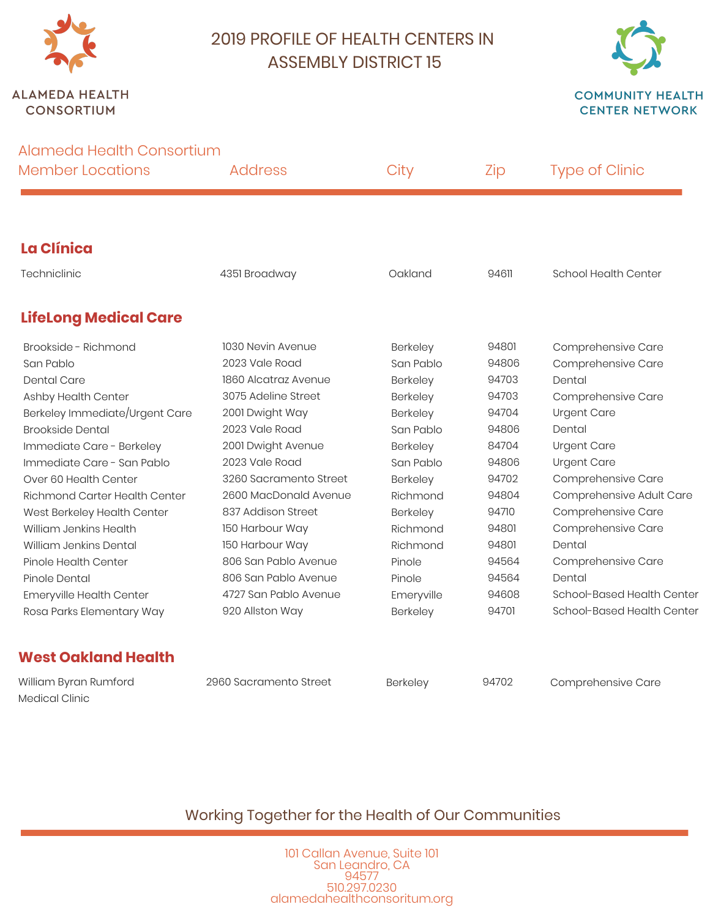ALAMEDA HEALTH CONSORTIUM

# 2019 PROFILE OF HEALTH CENTERS IN ASSEMBLY DISTRICT 15

COMMUNITY HEALTH CENTER NETWORK

| Alameda Health Consortium Member Locations | Address | City | Zip | Type of Clinic |
|---|---|---|---|---|
| **La Clínica** | | | | |
| Techniclinic | 4351 Broadway | Oakland | 94611 | School Health Center |
| **LifeLong Medical Care** | | | | |
| Brookside - Richmond | 1030 Nevin Avenue | Berkeley | 94801 | Comprehensive Care |
| San Pablo | 2023 Vale Road | San Pablo | 94806 | Comprehensive Care |
| Dental Care | 1860 Alcatraz Avenue | Berkeley | 94703 | Dental |
| Ashby Health Center | 3075 Adeline Street | Berkeley | 94703 | Comprehensive Care |
| Berkeley Immediate/Urgent Care | 2001 Dwight Way | Berkeley | 94704 | Urgent Care |
| Brookside Dental | 2023 Vale Road | San Pablo | 94806 | Dental |
| Immediate Care - Berkeley | 2001 Dwight Avenue | Berkeley | 84704 | Urgent Care |
| Immediate Care - San Pablo | 2023 Vale Road | San Pablo | 94806 | Urgent Care |
| Over 60 Health Center | 3260 Sacramento Street | Berkeley | 94702 | Comprehensive Care |
| Richmond Carter Health Center | 2600 MacDonald Avenue | Richmond | 94804 | Comprehensive Adult Care |
| West Berkeley Health Center | 837 Addison Street | Berkeley | 94710 | Comprehensive Care |
| William Jenkins Health | 150 Harbour Way | Richmond | 94801 | Comprehensive Care |
| William Jenkins Dental | 150 Harbour Way | Richmond | 94801 | Dental |
| Pinole Health Center | 806 San Pablo Avenue | Pinole | 94564 | Comprehensive Care |
| Pinole Dental | 806 San Pablo Avenue | Pinole | 94564 | Dental |
| Emeryville Health Center | 4727 San Pablo Avenue | Emeryville | 94608 | School-Based Health Center |
| Rosa Parks Elementary Way | 920 Allston Way | Berkeley | 94701 | School-Based Health Center |
| **West Oakland Health** | | | | |
| William Byran Rumford Medical Clinic | 2960 Sacramento Street | Berkeley | 94702 | Comprehensive Care |

Working Together for the Health of Our Communities

101 Callan Avenue, Suite 101
San Leandro, CA
94577
510.297.0230
alamedahealthconsoritum.org